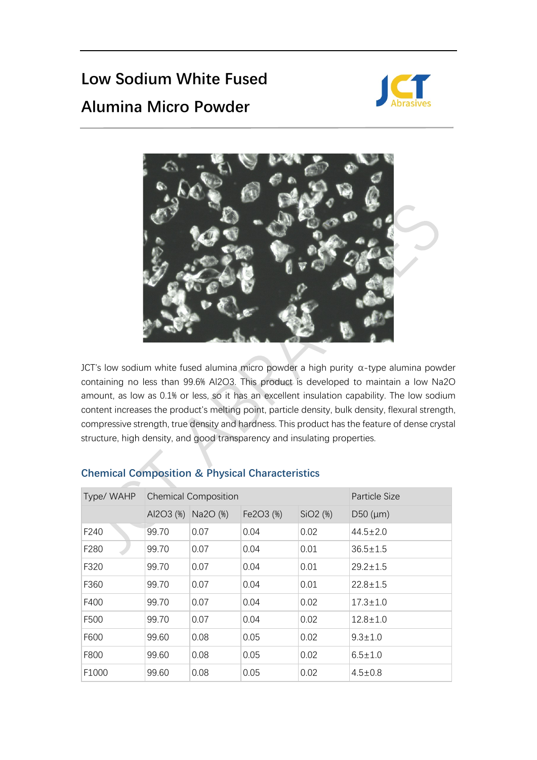# Low Sodium White Fused Alumina Micro Powder

JCT's low sodium white fused alumina micro powder a high purity α-type alumina powder containing no less than 99.6% $Al_2O_3$. This product is developed to maintain a low $Na_2O$ amount, as low as 0.1% or less, so it has an excellent insulation capability. The low sodium content increases the product's melting point, particle density, bulk density, flexural strength, compressive strength, true density and hardness. This product has the feature of dense crystal structure, high density, and good transparency and insulating properties.

## Chemical Composition & Physical Characteristics

| Type/ WAHP | Chemical Composition | | | | Particle Size |
|---|---|---|---|---|---|
| | $Al_2O_3$ (%) | $Na_2O$ (%) | $Fe_2O_3$ (%) | $SiO_2$ (%) | D50 (μm) |
| F240 | 99.70 | 0.07 | 0.04 | 0.02 | 44.5±2.0 |
| F280 | 99.70 | 0.07 | 0.04 | 0.01 | 36.5±1.5 |
| F320 | 99.70 | 0.07 | 0.04 | 0.01 | 29.2±1.5 |
| F360 | 99.70 | 0.07 | 0.04 | 0.01 | 22.8±1.5 |
| F400 | 99.70 | 0.07 | 0.04 | 0.02 | 17.3±1.0 |
| F500 | 99.70 | 0.07 | 0.04 | 0.02 | 12.8±1.0 |
| F600 | 99.60 | 0.08 | 0.05 | 0.02 | 9.3±1.0 |
| F800 | 99.60 | 0.08 | 0.05 | 0.02 | 6.5±1.0 |
| F1000 | 99.60 | 0.08 | 0.05 | 0.02 | 4.5±0.8 |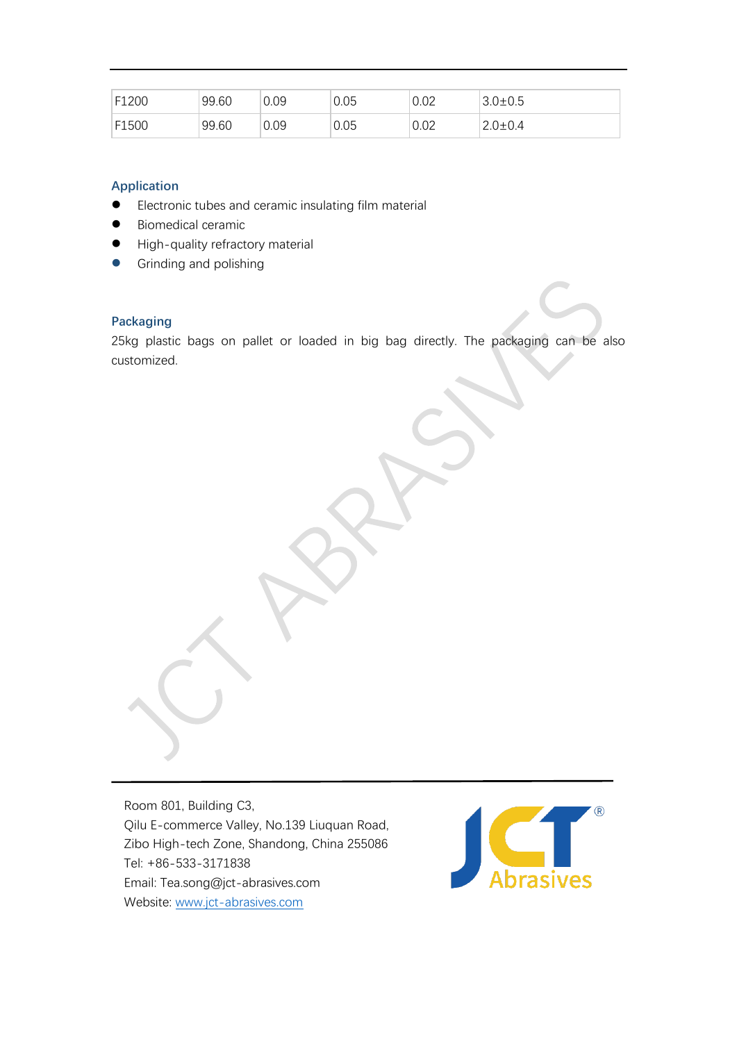| | | | | | |
|---|---|---|---|---|---|
| F1200 | 99.60 | 0.09 | 0.05 | 0.02 | 3.0±0.5 |
| F1500 | 99.60 | 0.09 | 0.05 | 0.02 | 2.0±0.4 |

## Application

- Electronic tubes and ceramic insulating film material
- Biomedical ceramic
- High-quality refractory material
- Grinding and polishing

## Packaging

25kg plastic bags on pallet or loaded in big bag directly. The packaging can be also customized.

Room 801, Building C3,
Qilu E-commerce Valley, No.139 Liuquan Road,
Zibo High-tech Zone, Shandong, China 255086
Tel: +86-533-3171838
Email: Tea.song@jct-abrasives.com
Website: www.jct-abrasives.com